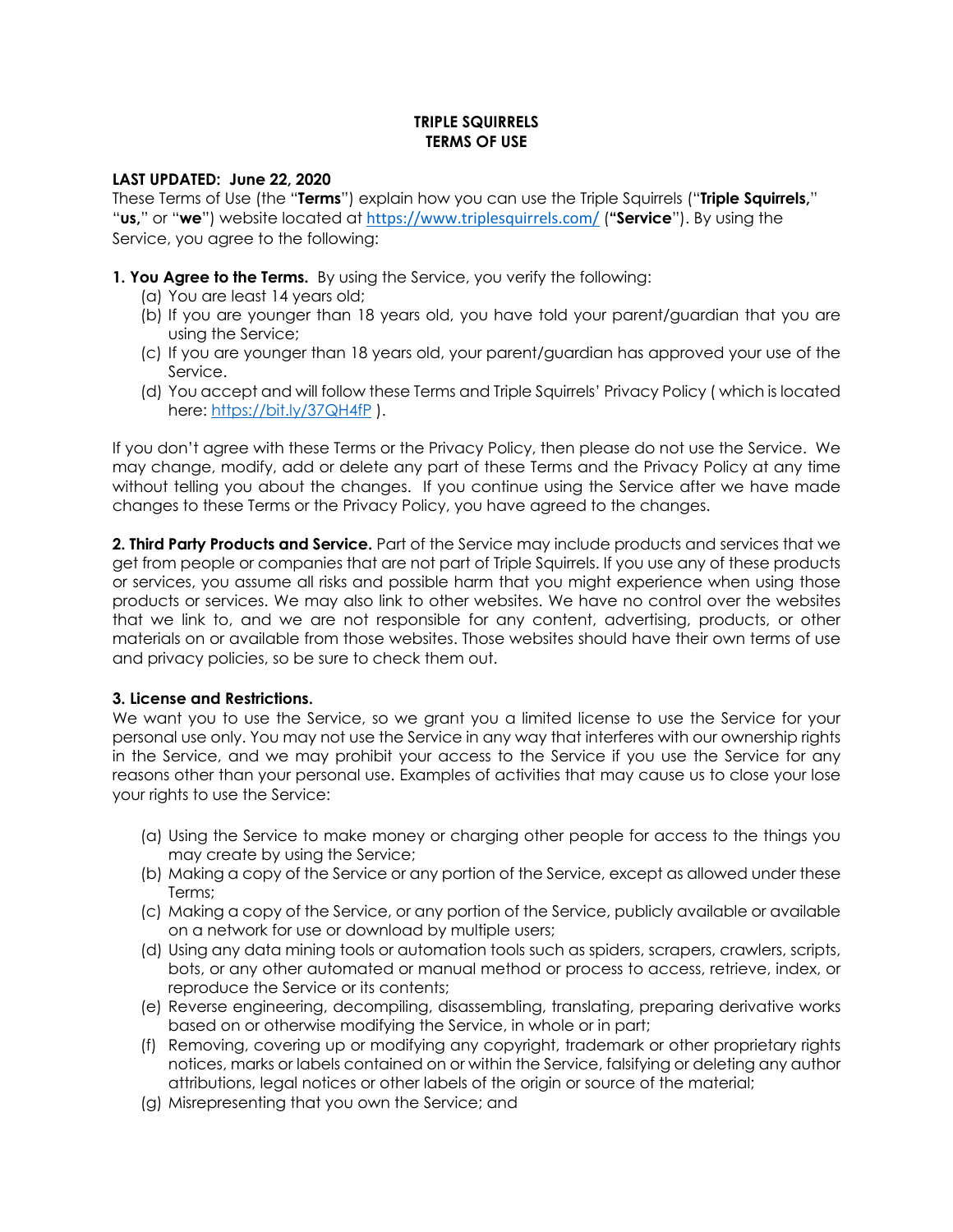# TRIPLE SQUIRRELS
# TERMS OF USE

**LAST UPDATED: June 22, 2020**

These Terms of Use (the "**Terms**") explain how you can use the Triple Squirrels ("**Triple Squirrels,**" "**us,**" or "**we**") website located at https://www.triplesquirrels.com/ (**"Service"**). By using the Service, you agree to the following:

**1. You Agree to the Terms.** By using the Service, you verify the following:

(a) You are least 14 years old;
(b) If you are younger than 18 years old, you have told your parent/guardian that you are using the Service;
(c) If you are younger than 18 years old, your parent/guardian has approved your use of the Service.
(d) You accept and will follow these Terms and Triple Squirrels' Privacy Policy ( which is located here: https://bit.ly/37QH4fP ).

If you don't agree with these Terms or the Privacy Policy, then please do not use the Service. We may change, modify, add or delete any part of these Terms and the Privacy Policy at any time without telling you about the changes. If you continue using the Service after we have made changes to these Terms or the Privacy Policy, you have agreed to the changes.

**2. Third Party Products and Service.** Part of the Service may include products and services that we get from people or companies that are not part of Triple Squirrels. If you use any of these products or services, you assume all risks and possible harm that you might experience when using those products or services. We may also link to other websites. We have no control over the websites that we link to, and we are not responsible for any content, advertising, products, or other materials on or available from those websites. Those websites should have their own terms of use and privacy policies, so be sure to check them out.

**3. License and Restrictions.**

We want you to use the Service, so we grant you a limited license to use the Service for your personal use only. You may not use the Service in any way that interferes with our ownership rights in the Service, and we may prohibit your access to the Service if you use the Service for any reasons other than your personal use. Examples of activities that may cause us to close your lose your rights to use the Service:

(a) Using the Service to make money or charging other people for access to the things you may create by using the Service;
(b) Making a copy of the Service or any portion of the Service, except as allowed under these Terms;
(c) Making a copy of the Service, or any portion of the Service, publicly available or available on a network for use or download by multiple users;
(d) Using any data mining tools or automation tools such as spiders, scrapers, crawlers, scripts, bots, or any other automated or manual method or process to access, retrieve, index, or reproduce the Service or its contents;
(e) Reverse engineering, decompiling, disassembling, translating, preparing derivative works based on or otherwise modifying the Service, in whole or in part;
(f) Removing, covering up or modifying any copyright, trademark or other proprietary rights notices, marks or labels contained on or within the Service, falsifying or deleting any author attributions, legal notices or other labels of the origin or source of the material;
(g) Misrepresenting that you own the Service; and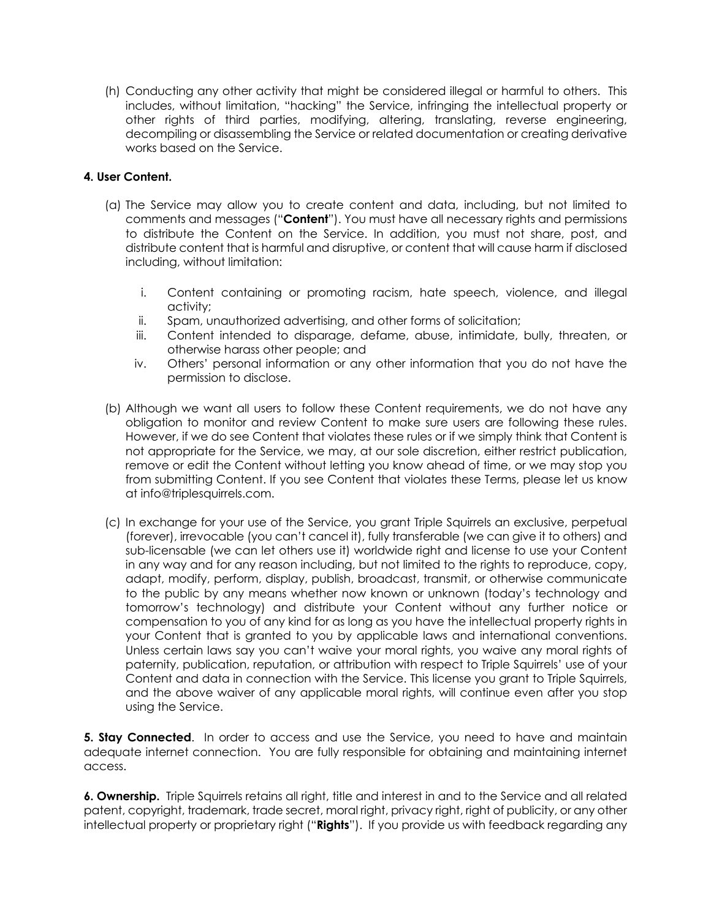(h) Conducting any other activity that might be considered illegal or harmful to others. This includes, without limitation, "hacking" the Service, infringing the intellectual property or other rights of third parties, modifying, altering, translating, reverse engineering, decompiling or disassembling the Service or related documentation or creating derivative works based on the Service.

**4. User Content.**

(a) The Service may allow you to create content and data, including, but not limited to comments and messages ("**Content**"). You must have all necessary rights and permissions to distribute the Content on the Service. In addition, you must not share, post, and distribute content that is harmful and disruptive, or content that will cause harm if disclosed including, without limitation:

  i. Content containing or promoting racism, hate speech, violence, and illegal activity;
  ii. Spam, unauthorized advertising, and other forms of solicitation;
  iii. Content intended to disparage, defame, abuse, intimidate, bully, threaten, or otherwise harass other people; and
  iv. Others' personal information or any other information that you do not have the permission to disclose.

(b) Although we want all users to follow these Content requirements, we do not have any obligation to monitor and review Content to make sure users are following these rules. However, if we do see Content that violates these rules or if we simply think that Content is not appropriate for the Service, we may, at our sole discretion, either restrict publication, remove or edit the Content without letting you know ahead of time, or we may stop you from submitting Content. If you see Content that violates these Terms, please let us know at info@triplesquirrels.com.

(c) In exchange for your use of the Service, you grant Triple Squirrels an exclusive, perpetual (forever), irrevocable (you can't cancel it), fully transferable (we can give it to others) and sub-licensable (we can let others use it) worldwide right and license to use your Content in any way and for any reason including, but not limited to the rights to reproduce, copy, adapt, modify, perform, display, publish, broadcast, transmit, or otherwise communicate to the public by any means whether now known or unknown (today's technology and tomorrow's technology) and distribute your Content without any further notice or compensation to you of any kind for as long as you have the intellectual property rights in your Content that is granted to you by applicable laws and international conventions. Unless certain laws say you can't waive your moral rights, you waive any moral rights of paternity, publication, reputation, or attribution with respect to Triple Squirrels' use of your Content and data in connection with the Service. This license you grant to Triple Squirrels, and the above waiver of any applicable moral rights, will continue even after you stop using the Service.

**5. Stay Connected**. In order to access and use the Service, you need to have and maintain adequate internet connection. You are fully responsible for obtaining and maintaining internet access.

**6. Ownership.** Triple Squirrels retains all right, title and interest in and to the Service and all related patent, copyright, trademark, trade secret, moral right, privacy right, right of publicity, or any other intellectual property or proprietary right ("**Rights**"). If you provide us with feedback regarding any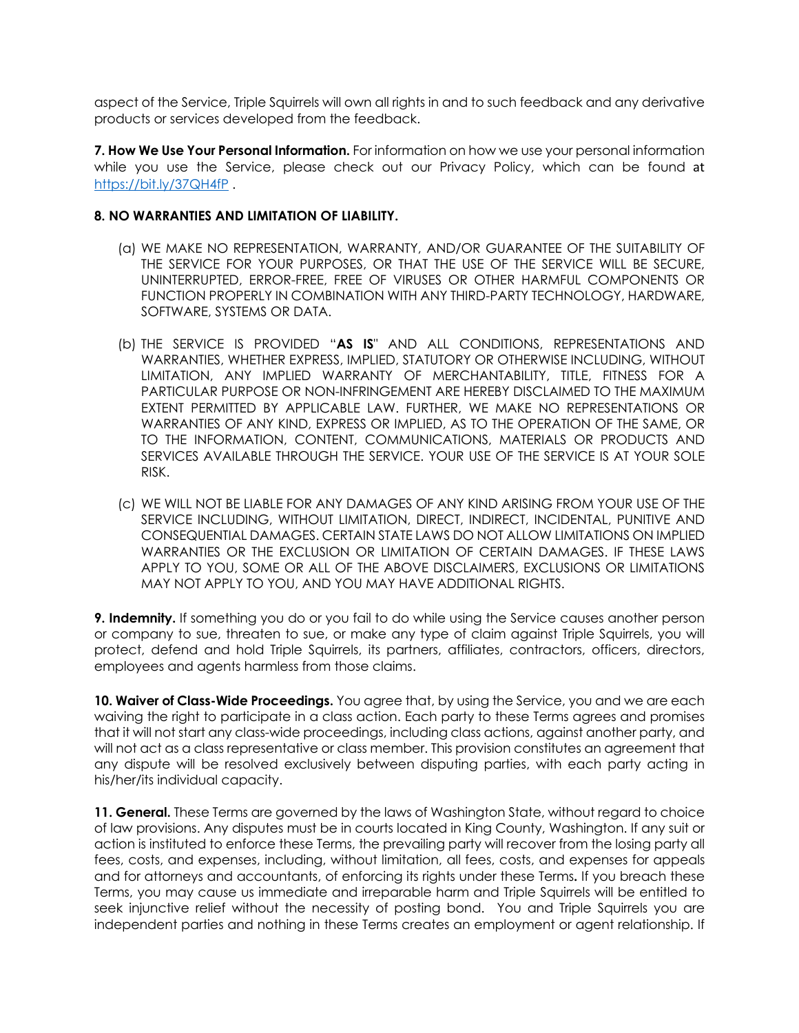aspect of the Service, Triple Squirrels will own all rights in and to such feedback and any derivative products or services developed from the feedback.

**7. How We Use Your Personal Information.** For information on how we use your personal information while you use the Service, please check out our Privacy Policy, which can be found at https://bit.ly/37QH4fP .

**8. NO WARRANTIES AND LIMITATION OF LIABILITY.**

(a) WE MAKE NO REPRESENTATION, WARRANTY, AND/OR GUARANTEE OF THE SUITABILITY OF THE SERVICE FOR YOUR PURPOSES, OR THAT THE USE OF THE SERVICE WILL BE SECURE, UNINTERRUPTED, ERROR-FREE, FREE OF VIRUSES OR OTHER HARMFUL COMPONENTS OR FUNCTION PROPERLY IN COMBINATION WITH ANY THIRD-PARTY TECHNOLOGY, HARDWARE, SOFTWARE, SYSTEMS OR DATA.

(b) THE SERVICE IS PROVIDED "**AS IS**" AND ALL CONDITIONS, REPRESENTATIONS AND WARRANTIES, WHETHER EXPRESS, IMPLIED, STATUTORY OR OTHERWISE INCLUDING, WITHOUT LIMITATION, ANY IMPLIED WARRANTY OF MERCHANTABILITY, TITLE, FITNESS FOR A PARTICULAR PURPOSE OR NON-INFRINGEMENT ARE HEREBY DISCLAIMED TO THE MAXIMUM EXTENT PERMITTED BY APPLICABLE LAW. FURTHER, WE MAKE NO REPRESENTATIONS OR WARRANTIES OF ANY KIND, EXPRESS OR IMPLIED, AS TO THE OPERATION OF THE SAME, OR TO THE INFORMATION, CONTENT, COMMUNICATIONS, MATERIALS OR PRODUCTS AND SERVICES AVAILABLE THROUGH THE SERVICE. YOUR USE OF THE SERVICE IS AT YOUR SOLE RISK.

(c) WE WILL NOT BE LIABLE FOR ANY DAMAGES OF ANY KIND ARISING FROM YOUR USE OF THE SERVICE INCLUDING, WITHOUT LIMITATION, DIRECT, INDIRECT, INCIDENTAL, PUNITIVE AND CONSEQUENTIAL DAMAGES. CERTAIN STATE LAWS DO NOT ALLOW LIMITATIONS ON IMPLIED WARRANTIES OR THE EXCLUSION OR LIMITATION OF CERTAIN DAMAGES. IF THESE LAWS APPLY TO YOU, SOME OR ALL OF THE ABOVE DISCLAIMERS, EXCLUSIONS OR LIMITATIONS MAY NOT APPLY TO YOU, AND YOU MAY HAVE ADDITIONAL RIGHTS.

**9. Indemnity.** If something you do or you fail to do while using the Service causes another person or company to sue, threaten to sue, or make any type of claim against Triple Squirrels, you will protect, defend and hold Triple Squirrels, its partners, affiliates, contractors, officers, directors, employees and agents harmless from those claims.

**10. Waiver of Class-Wide Proceedings.** You agree that, by using the Service, you and we are each waiving the right to participate in a class action. Each party to these Terms agrees and promises that it will not start any class-wide proceedings, including class actions, against another party, and will not act as a class representative or class member. This provision constitutes an agreement that any dispute will be resolved exclusively between disputing parties, with each party acting in his/her/its individual capacity.

**11. General.** These Terms are governed by the laws of Washington State, without regard to choice of law provisions. Any disputes must be in courts located in King County, Washington. If any suit or action is instituted to enforce these Terms, the prevailing party will recover from the losing party all fees, costs, and expenses, including, without limitation, all fees, costs, and expenses for appeals and for attorneys and accountants, of enforcing its rights under these Terms. If you breach these Terms, you may cause us immediate and irreparable harm and Triple Squirrels will be entitled to seek injunctive relief without the necessity of posting bond. You and Triple Squirrels you are independent parties and nothing in these Terms creates an employment or agent relationship. If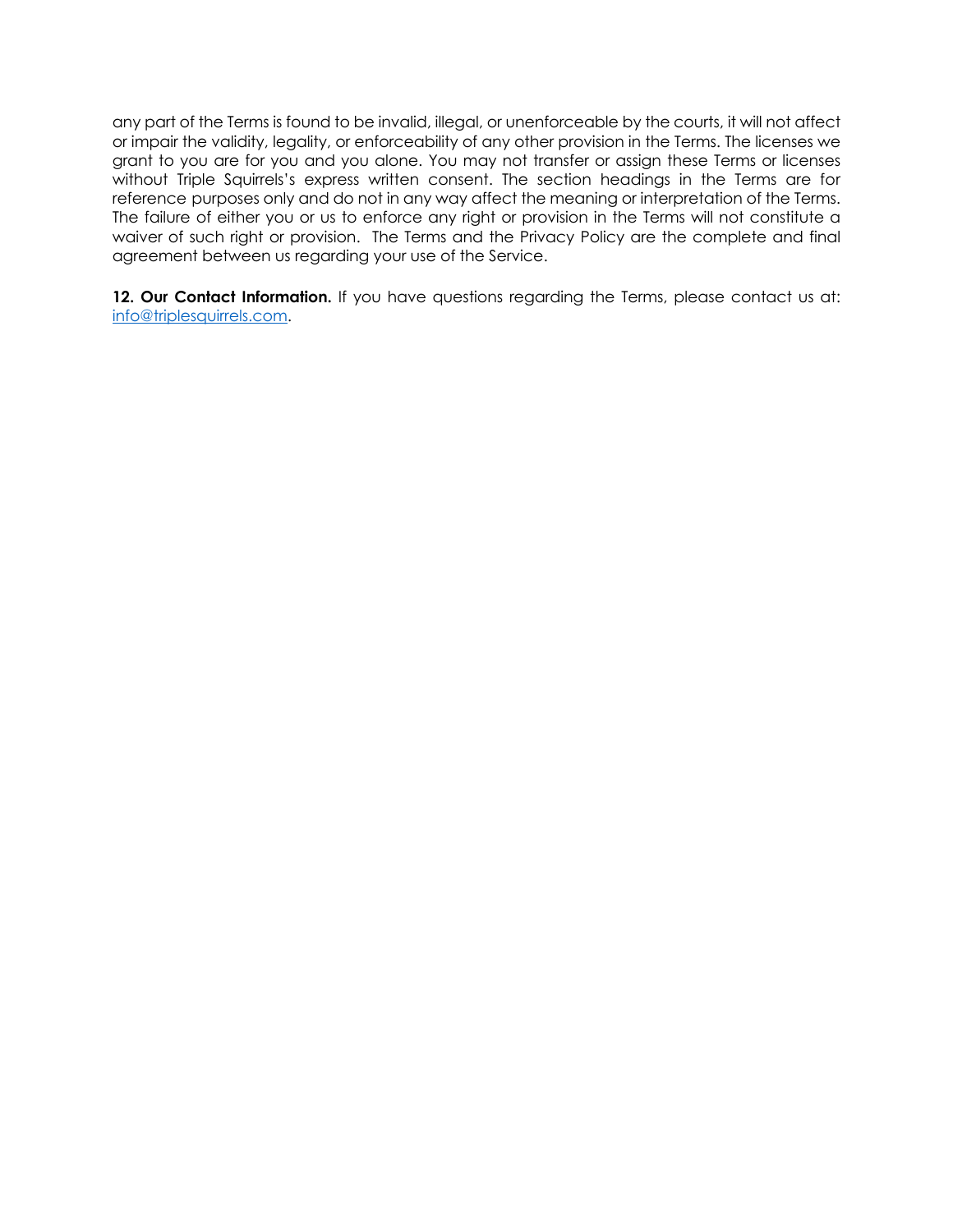any part of the Terms is found to be invalid, illegal, or unenforceable by the courts, it will not affect or impair the validity, legality, or enforceability of any other provision in the Terms. The licenses we grant to you are for you and you alone. You may not transfer or assign these Terms or licenses without Triple Squirrels's express written consent. The section headings in the Terms are for reference purposes only and do not in any way affect the meaning or interpretation of the Terms. The failure of either you or us to enforce any right or provision in the Terms will not constitute a waiver of such right or provision. The Terms and the Privacy Policy are the complete and final agreement between us regarding your use of the Service.

**12. Our Contact Information.** If you have questions regarding the Terms, please contact us at: info@triplesquirrels.com.